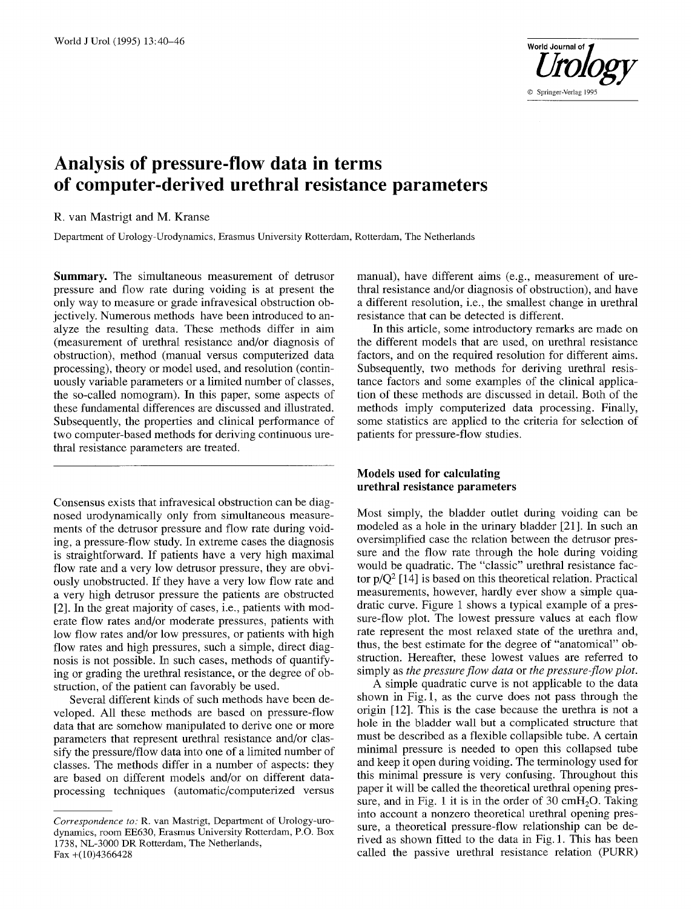# Analysis of pressure-flow data in terms of computer-derived urethral resistance parameters

R. van Mastrigt and M. Kranse

Department of Urology-Urodynamics, Erasmus University Rotterdam, Rotterdam, The Netherlands

**Summary.** The simultaneous measurement of detrusor pressure and flow rate during voiding is at present the only way to measure or grade infravesical obstruction objectively. Numerous methods have been introduced to analyze the resulting data. These methods differ in aim (measurement of urethral resistance and/or diagnosis of obstruction), method (manual versus computerized data processing), theory or model used, and resolution (continuously variable parameters or a limited number of classes, the so-called nomogram). In this paper, some aspects of these fundamental differences are discussed and illustrated. Subsequently, the properties and clinical performance of two computer-based methods for deriving continuous urethral resistance parameters are treated.

Consensus exists that infravesical obstruction can be diagnosed urodynamically only from simultaneous measurements of the detrusor pressure and flow rate during voiding, a pressure-flow study. In extreme cases the diagnosis is straightforward. If patients have a very high maximal flow rate and a very low detrusor pressure, they are obviously unobstructed. If they have a very low flow rate and a very high detrusor pressure the patients are obstructed [2]. In the great majority of cases, i.e., patients with moderate flow rates and/or moderate pressures, patients with low flow rates and/or low pressures, or patients with high flow rates and high pressures, such a simple, direct diagnosis is not possible. In such cases, methods of quantifying or grading the urethral resistance, or the degree of obstruction, of the patient can favorably be used.

Several different kinds of such methods have been developed. All these methods are based on pressure-flow data that are somehow manipulated to derive one or more parameters that represent urethral resistance and/or classify the pressure/flow data into one of a limited number of classes. The methods differ in a number of aspects: they are based on different models and/or on different data-processing techniques (automatic/computerized versus manual), have different aims (e.g., measurement of urethral resistance and/or diagnosis of obstruction), and have a different resolution, i.e., the smallest change in urethral resistance that can be detected is different.

In this article, some introductory remarks are made on the different models that are used, on urethral resistance factors, and on the required resolution for different aims. Subsequently, two methods for deriving urethral resistance factors and some examples of the clinical application of these methods are discussed in detail. Both of the methods imply computerized data processing. Finally, some statistics are applied to the criteria for selection of patients for pressure-flow studies.

## Models used for calculating urethral resistance parameters

Most simply, the bladder outlet during voiding can be modeled as a hole in the urinary bladder [21]. In such an oversimplified case the relation between the detrusor pressure and the flow rate through the hole during voiding would be quadratic. The "classic" urethral resistance factor $p/Q^2$ [14] is based on this theoretical relation. Practical measurements, however, hardly ever show a simple quadratic curve. Figure 1 shows a typical example of a pressure-flow plot. The lowest pressure values at each flow rate represent the most relaxed state of the urethra and, thus, the best estimate for the degree of "anatomical" obstruction. Hereafter, these lowest values are referred to simply as *the pressure flow data* or *the pressure-flow plot*.

A simple quadratic curve is not applicable to the data shown in Fig. 1, as the curve does not pass through the origin [12]. This is the case because the urethra is not a hole in the bladder wall but a complicated structure that must be described as a flexible collapsible tube. A certain minimal pressure is needed to open this collapsed tube and keep it open during voiding. The terminology used for this minimal pressure is very confusing. Throughout this paper it will be called the theoretical urethral opening pressure, and in Fig. 1 it is in the order of 30 $cmH_2O$. Taking into account a nonzero theoretical urethral opening pressure, a theoretical pressure-flow relationship can be derived as shown fitted to the data in Fig. 1. This has been called the passive urethral resistance relation (PURR)

---

*Correspondence to:* R. van Mastrigt, Department of Urology-urodynamics, room EE630, Erasmus University Rotterdam, P.O. Box 1738, NL-3000 DR Rotterdam, The Netherlands, Fax +(10)4366428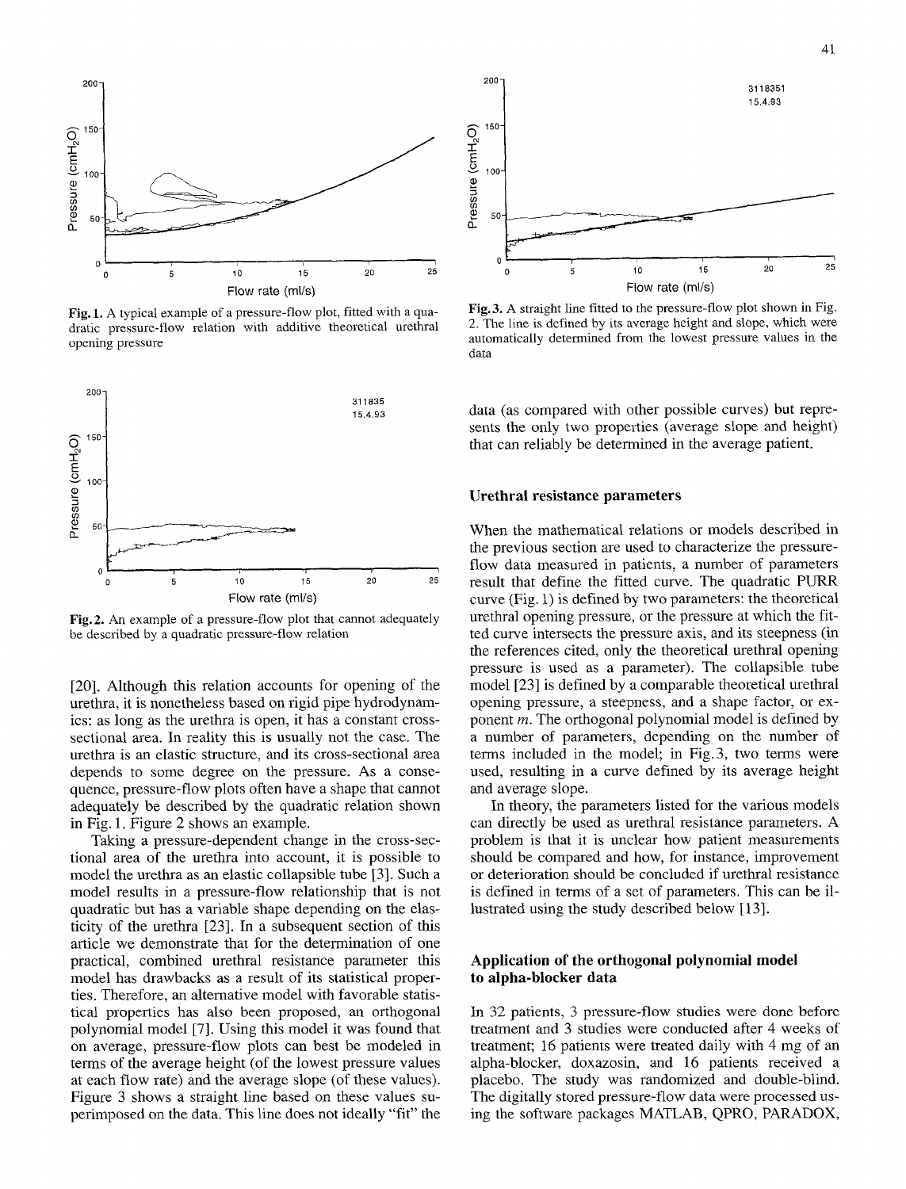Fig. 1. A typical example of a pressure-flow plot, fitted with a quadratic pressure-flow relation with additive theoretical urethral opening pressure

Fig. 2. An example of a pressure-flow plot that cannot adequately be described by a quadratic pressure-flow relation

[20]. Although this relation accounts for opening of the urethra, it is nonetheless based on rigid pipe hydrodynamics: as long as the urethra is open, it has a constant cross-sectional area. In reality this is usually not the case. The urethra is an elastic structure, and its cross-sectional area depends to some degree on the pressure. As a consequence, pressure-flow plots often have a shape that cannot adequately be described by the quadratic relation shown in Fig. 1. Figure 2 shows an example.

Taking a pressure-dependent change in the cross-sectional area of the urethra into account, it is possible to model the urethra as an elastic collapsible tube [3]. Such a model results in a pressure-flow relationship that is not quadratic but has a variable shape depending on the elasticity of the urethra [23]. In a subsequent section of this article we demonstrate that for the determination of one practical, combined urethral resistance parameter this model has drawbacks as a result of its statistical properties. Therefore, an alternative model with favorable statistical properties has also been proposed, an orthogonal polynomial model [7]. Using this model it was found that on average, pressure-flow plots can best be modeled in terms of the average height (of the lowest pressure values at each flow rate) and the average slope (of these values). Figure 3 shows a straight line based on these values superimposed on the data. This line does not ideally "fit" the data (as compared with other possible curves) but represents the only two properties (average slope and height) that can reliably be determined in the average patient.

Fig. 3. A straight line fitted to the pressure-flow plot shown in Fig. 2. The line is defined by its average height and slope, which were automatically determined from the lowest pressure values in the data

## Urethral resistance parameters

When the mathematical relations or models described in the previous section are used to characterize the pressure-flow data measured in patients, a number of parameters result that define the fitted curve. The quadratic PURR curve (Fig. 1) is defined by two parameters: the theoretical urethral opening pressure, or the pressure at which the fitted curve intersects the pressure axis, and its steepness (in the references cited, only the theoretical urethral opening pressure is used as a parameter). The collapsible tube model [23] is defined by a comparable theoretical urethral opening pressure, a steepness, and a shape factor, or exponent *m*. The orthogonal polynomial model is defined by a number of parameters, depending on the number of terms included in the model; in Fig. 3, two terms were used, resulting in a curve defined by its average height and average slope.

In theory, the parameters listed for the various models can directly be used as urethral resistance parameters. A problem is that it is unclear how patient measurements should be compared and how, for instance, improvement or deterioration should be concluded if urethral resistance is defined in terms of a set of parameters. This can be illustrated using the study described below [13].

## Application of the orthogonal polynomial model to alpha-blocker data

In 32 patients, 3 pressure-flow studies were done before treatment and 3 studies were conducted after 4 weeks of treatment; 16 patients were treated daily with 4 mg of an alpha-blocker, doxazosin, and 16 patients received a placebo. The study was randomized and double-blind. The digitally stored pressure-flow data were processed using the software packages MATLAB, QPRO, PARADOX,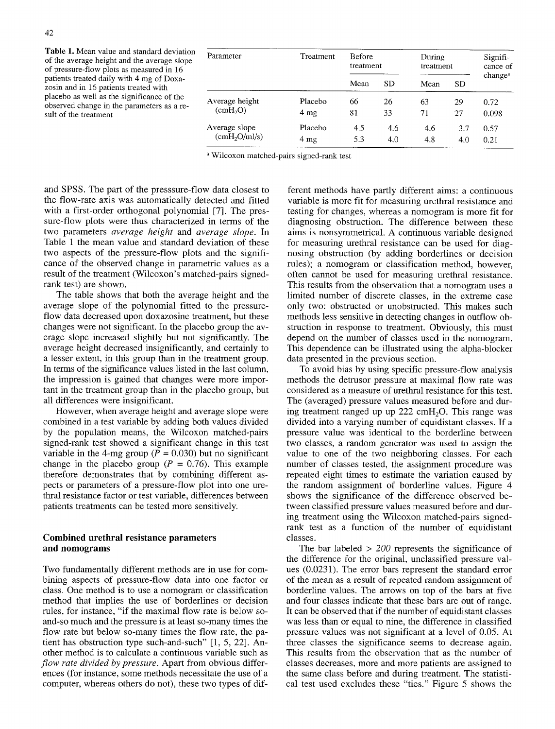**Table 1.** Mean value and standard deviation of the average height and the average slope of pressure-flow plots as measured in 16 patients treated daily with 4 mg of Doxazosin and in 16 patients treated with placebo as well as the significance of the observed change in the parameters as a result of the treatment

| Parameter | Treatment | Before treatment | | During treatment | | Significance of change[a] |
|---|---|---|---|---|---|---|
| | | Mean | SD | Mean | SD | |
| Average height ($cmH_2O$) | Placebo | 66 | 26 | 63 | 29 | 0.72 |
| | 4 mg | 81 | 33 | 71 | 27 | 0.098 |
| Average slope ($cmH_2O/ml/s$) | Placebo | 4.5 | 4.6 | 4.6 | 3.7 | 0.57 |
| | 4 mg | 5.3 | 4.0 | 4.8 | 4.0 | 0.21 |

[a] Wilcoxon matched-pairs signed-rank test

and SPSS. The part of the presssure-flow data closest to the flow-rate axis was automatically detected and fitted with a first-order orthogonal polynomial [7]. The pressure-flow plots were thus characterized in terms of the two parameters *average height* and *average slope*. In Table 1 the mean value and standard deviation of these two aspects of the pressure-flow plots and the significance of the observed change in parametric values as a result of the treatment (Wilcoxon's matched-pairs signed-rank test) are shown.

The table shows that both the average height and the average slope of the polynomial fitted to the pressure-flow data decreased upon doxazosine treatment, but these changes were not significant. In the placebo group the average slope increased slightly but not significantly. The average height decreased insignificantly, and certainly to a lesser extent, in this group than in the treatment group. In terms of the significance values listed in the last column, the impression is gained that changes were more important in the treatment group than in the placebo group, but all differences were insignificant.

However, when average height and average slope were combined in a test variable by adding both values divided by the population means, the Wilcoxon matched-pairs signed-rank test showed a significant change in this test variable in the 4-mg group ($P = 0.030$) but no significant change in the placebo group ($P = 0.76$). This example therefore demonstrates that by combining different aspects or parameters of a pressure-flow plot into one urethral resistance factor or test variable, differences between patients treatments can be tested more sensitively.

## Combined urethral resistance parameters and nomograms

Two fundamentally different methods are in use for combining aspects of pressure-flow data into one factor or class. One method is to use a nomogram or classification method that implies the use of borderlines or decision rules, for instance, "if the maximal flow rate is below so-and-so much and the pressure is at least so-many times the flow rate but below so-many times the flow rate, the patient has obstruction type such-and-such" [1, 5, 22]. Another method is to calculate a continuous variable such as *flow rate divided by pressure*. Apart from obvious differences (for instance, some methods necessitate the use of a computer, whereas others do not), these two types of different methods have partly different aims: a continuous variable is more fit for measuring urethral resistance and testing for changes, whereas a nomogram is more fit for diagnosing obstruction. The difference between these aims is nonsymmetrical. A continuous variable designed for measuring urethral resistance can be used for diagnosing obstruction (by adding borderlines or decision rules); a nomogram or classification method, however, often cannot be used for measuring urethral resistance. This results from the observation that a nomogram uses a limited number of discrete classes, in the extreme case only two: obstructed or unobstructed. This makes such methods less sensitive in detecting changes in outflow obstruction in response to treatment. Obviously, this must depend on the number of classes used in the nomogram. This dependence can be illustrated using the alpha-blocker data presented in the previous section.

To avoid bias by using specific pressure-flow analysis methods the detrusor pressure at maximal flow rate was considered as a measure of urethral resistance for this test. The (averaged) pressure values measured before and during treatment ranged up up 222 $cmH_2O$. This range was divided into a varying number of equidistant classes. If a pressure value was identical to the borderline between two classes, a random generator was used to assign the value to one of the two neighboring classes. For each number of classes tested, the assignment procedure was repeated eight times to estimate the variation caused by the random assignment of borderline values. Figure 4 shows the significance of the difference observed between classified pressure values measured before and during treatment using the Wilcoxon matched-pairs signed-rank test as a function of the number of equidistant classes.

The bar labeled *> 200* represents the significance of the difference for the original, unclassified pressure values (0.0231). The error bars represent the standard error of the mean as a result of repeated random assignment of borderline values. The arrows on top of the bars at five and four classes indicate that these bars are out of range. It can be observed that if the number of equidistant classes was less than or equal to nine, the difference in classified pressure values was not significant at a level of 0.05. At three classes the significance seems to decrease again. This results from the observation that as the number of classes decreases, more and more patients are assigned to the same class before and during treatment. The statistical test used excludes these "ties." Figure 5 shows the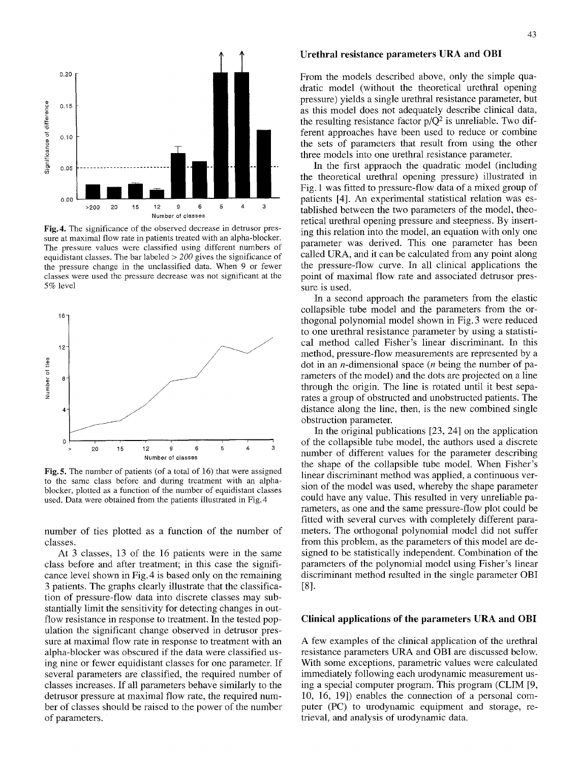0.20

0.15

0.10

0.05

0.00

Significance of difference

>200 20 15 12 9 6 5 4 3

Number of classes

**Fig. 4.** The significance of the observed decrease in detrusor pressure at maximal flow rate in patients treated with an alpha-blocker. The pressure values were classified using different numbers of equidistant classes. The bar labeled > *200* gives the significance of the pressure change in the unclassified data. When 9 or fewer classes were used the pressure decrease was not significant at the 5% level

16

12

8

4

0

Number of ties

> 20 15 12 9 6 5 4 3

Number of classes

**Fig. 5.** The number of patients (of a total of 16) that were assigned to the same class before and during treatment with an alpha-blocker, plotted as a function of the number of equidistant classes used. Data were obtained from the patients illustrated in Fig. 4

number of ties plotted as a function of the number of classes.

At 3 classes, 13 of the 16 patients were in the same class before and after treatment; in this case the significance level shown in Fig. 4 is based only on the remaining 3 patients. The graphs clearly illustrate that the classification of pressure-flow data into discrete classes may substantially limit the sensitivity for detecting changes in outflow resistance in response to treatment. In the tested population the significant change observed in detrusor pressure at maximal flow rate in response to treatment with an alpha-blocker was obscured if the data were classified using nine or fewer equidistant classes for one parameter. If several parameters are classified, the required number of classes increases. If all parameters behave similarly to the detrusor pressure at maximal flow rate, the required number of classes should be raised to the power of the number of parameters.

## Urethral resistance parameters URA and OBI

From the models described above, only the simple quadratic model (without the theoretical urethral opening pressure) yields a single urethral resistance parameter, but as this model does not adequately describe clinical data, the resulting resistance factor $p/Q^2$ is unreliable. Two different approaches have been used to reduce or combine the sets of parameters that result from using the other three models into one urethral resistance parameter.

In the first appraoch the quadratic model (including the theoretical urethral opening pressure) illustrated in Fig. 1 was fitted to pressure-flow data of a mixed group of patients [4]. An experimental statistical relation was established between the two parameters of the model, theoretical urethral opening pressure and steepness. By inserting this relation into the model, an equation with only one parameter was derived. This one parameter has been called URA, and it can be calculated from any point along the pressure-flow curve. In all clinical applications the point of maximal flow rate and associated detrusor pressure is used.

In a second approach the parameters from the elastic collapsible tube model and the parameters from the orthogonal polynomial model shown in Fig. 3 were reduced to one urethral resistance parameter by using a statistical method called Fisher's linear discriminant. In this method, pressure-flow measurements are represented by a dot in an $n$-dimensional space ($n$ being the number of parameters of the model) and the dots are projected on a line through the origin. The line is rotated until it best separates a group of obstructed and unobstructed patients. The distance along the line, then, is the new combined single obstruction parameter.

In the original publications [23, 24] on the application of the collapsible tube model, the authors used a discrete number of different values for the parameter describing the shape of the collapsible tube model. When Fisher's linear discriminant method was applied, a continuous version of the model was used, whereby the shape parameter could have any value. This resulted in very unreliable parameters, as one and the same pressure-flow plot could be fitted with several curves with completely different parameters. The orthogonal polynomial model did not suffer from this problem, as the parameters of this model are designed to be statistically independent. Combination of the parameters of the polynomial model using Fisher's linear discriminant method resulted in the single parameter OBI [8].

## Clinical applications of the parameters URA and OBI

A few examples of the clinical application of the urethral resistance parameters URA and OBI are discussed below. With some exceptions, parametric values were calculated immediately following each urodynamic measurement using a special computer program. This program (CLIM [9, 10, 16, 19]) enables the connection of a personal computer (PC) to urodynamic equipment and storage, retrieval, and analysis of urodynamic data.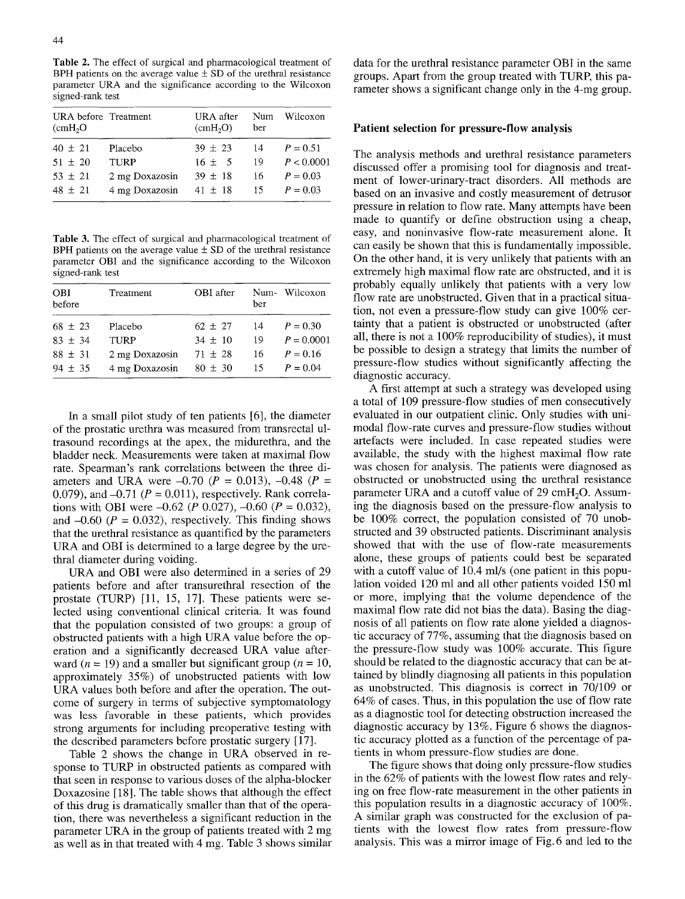**Table 2.** The effect of surgical and pharmacological treatment of BPH patients on the average value ± SD of the urethral resistance parameter URA and the significance according to the Wilcoxon signed-rank test

| URA before ($cmH_2O$) | Treatment | URA after ($cmH_2O$) | Number | Wilcoxon |
|---|---|---|---|---|
| 40 ± 21 | Placebo | 39 ± 23 | 14 | $P = 0.51$ |
| 51 ± 20 | TURP | 16 ± 5 | 19 | $P < 0.0001$ |
| 53 ± 21 | 2 mg Doxazosin | 39 ± 18 | 16 | $P = 0.03$ |
| 48 ± 21 | 4 mg Doxazosin | 41 ± 18 | 15 | $P = 0.03$ |

**Table 3.** The effect of surgical and pharmacological treatment of BPH patients on the average value ± SD of the urethral resistance parameter OBI and the significance according to the Wilcoxon signed-rank test

| OBI before | Treatment | OBI after | Number | Wilcoxon |
|---|---|---|---|---|
| 68 ± 23 | Placebo | 62 ± 27 | 14 | $P = 0.30$ |
| 83 ± 34 | TURP | 34 ± 10 | 19 | $P = 0.0001$ |
| 88 ± 31 | 2 mg Doxazosin | 71 ± 28 | 16 | $P = 0.16$ |
| 94 ± 35 | 4 mg Doxazosin | 80 ± 30 | 15 | $P = 0.04$ |

In a small pilot study of ten patients [6], the diameter of the prostatic urethra was measured from transrectal ultrasound recordings at the apex, the midurethra, and the bladder neck. Measurements were taken at maximal flow rate. Spearman's rank correlations between the three diameters and URA were –0.70 ($P = 0.013$), –0.48 ($P = 0.079$), and –0.71 ($P = 0.011$), respectively. Rank correlations with OBI were –0.62 ($P$ 0.027), –0.60 ($P = 0.032$), and –0.60 ($P = 0.032$), respectively. This finding shows that the urethral resistance as quantified by the parameters URA and OBI is determined to a large degree by the urethral diameter during voiding.

URA and OBI were also determined in a series of 29 patients before and after transurethral resection of the prostate (TURP) [11, 15, 17]. These patients were selected using conventional clinical criteria. It was found that the population consisted of two groups: a group of obstructed patients with a high URA value before the operation and a significantly decreased URA value afterward ($n = 19$) and a smaller but significant group ($n = 10$, approximately 35%) of unobstructed patients with low URA values both before and after the operation. The outcome of surgery in terms of subjective symptomatology was less favorable in these patients, which provides strong arguments for including preoperative testing with the described parameters before prostatic surgery [17].

Table 2 shows the change in URA observed in response to TURP in obstructed patients as compared with that seen in response to various doses of the alpha-blocker Doxazosine [18]. The table shows that although the effect of this drug is dramatically smaller than that of the operation, there was nevertheless a significant reduction in the parameter URA in the group of patients treated with 2 mg as well as in that treated with 4 mg. Table 3 shows similar data for the urethral resistance parameter OBI in the same groups. Apart from the group treated with TURP, this parameter shows a significant change only in the 4-mg group.

## Patient selection for pressure-flow analysis

The analysis methods and urethral resistance parameters discussed offer a promising tool for diagnosis and treatment of lower-urinary-tract disorders. All methods are based on an invasive and costly measurement of detrusor pressure in relation to flow rate. Many attempts have been made to quantify or define obstruction using a cheap, easy, and noninvasive flow-rate measurement alone. It can easily be shown that this is fundamentally impossible. On the other hand, it is very unlikely that patients with an extremely high maximal flow rate are obstructed, and it is probably equally unlikely that patients with a very low flow rate are unobstructed. Given that in a practical situation, not even a pressure-flow study can give 100% certainty that a patient is obstructed or unobstructed (after all, there is not a 100% reproducibility of studies), it must be possible to design a strategy that limits the number of pressure-flow studies without significantly affecting the diagnostic accuracy.

A first attempt at such a strategy was developed using a total of 109 pressure-flow studies of men consecutively evaluated in our outpatient clinic. Only studies with unimodal flow-rate curves and pressure-flow studies without artefacts were included. In case repeated studies were available, the study with the highest maximal flow rate was chosen for analysis. The patients were diagnosed as obstructed or unobstructed using the urethral resistance parameter URA and a cutoff value of 29 $cmH_2O$. Assuming the diagnosis based on the pressure-flow analysis to be 100% correct, the population consisted of 70 unobstructed and 39 obstructed patients. Discriminant analysis showed that with the use of flow-rate measurements alone, these groups of patients could best be separated with a cutoff value of 10.4 ml/s (one patient in this population voided 120 ml and all other patients voided 150 ml or more, implying that the volume dependence of the maximal flow rate did not bias the data). Basing the diagnosis of all patients on flow rate alone yielded a diagnostic accuracy of 77%, assuming that the diagnosis based on the pressure-flow study was 100% accurate. This figure should be related to the diagnostic accuracy that can be attained by blindly diagnosing all patients in this population as unobstructed. This diagnosis is correct in 70/109 or 64% of cases. Thus, in this population the use of flow rate as a diagnostic tool for detecting obstruction increased the diagnostic accuracy by 13%. Figure 6 shows the diagnostic accuracy plotted as a function of the percentage of patients in whom pressure-flow studies are done.

The figure shows that doing only pressure-flow studies in the 62% of patients with the lowest flow rates and relying on free flow-rate measurement in the other patients in this population results in a diagnostic accuracy of 100%. A similar graph was constructed for the exclusion of patients with the lowest flow rates from pressure-flow analysis. This was a mirror image of Fig. 6 and led to the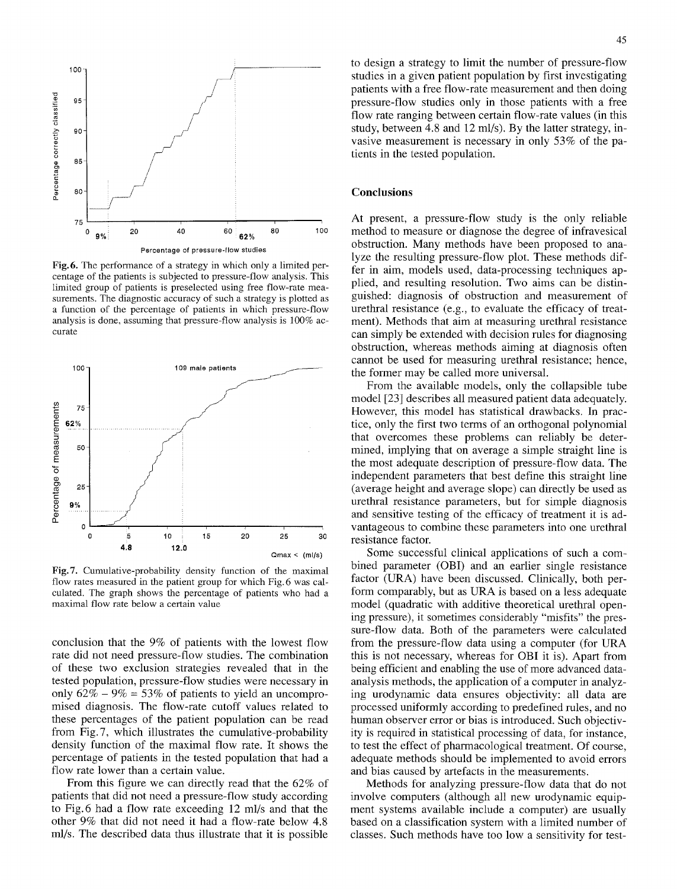100

95

90

85

80

75

0 9% 20 40 60 62% 80 100

Percentage correctly classified

Percentage of pressure-flow studies

**Fig. 6.** The performance of a strategy in which only a limited percentage of the patients is subjected to pressure-flow analysis. This limited group of patients is preselected using free flow-rate measurements. The diagnostic accuracy of such a strategy is plotted as a function of the percentage of patients in which pressure-flow analysis is done, assuming that pressure-flow analysis is 100% accurate

100

109 male patients

75

62%

50

25

9%

0

0 5 4.8 10 12.0 15 20 25 30

Percentage of measurements

Qmax < (ml/s)

**Fig. 7.** Cumulative-probability density function of the maximal flow rates measured in the patient group for which Fig. 6 was calculated. The graph shows the percentage of patients who had a maximal flow rate below a certain value

conclusion that the 9% of patients with the lowest flow rate did not need pressure-flow studies. The combination of these two exclusion strategies revealed that in the tested population, pressure-flow studies were necessary in only 62% – 9% = 53% of patients to yield an uncompromised diagnosis. The flow-rate cutoff values related to these percentages of the patient population can be read from Fig. 7, which illustrates the cumulative-probability density function of the maximal flow rate. It shows the percentage of patients in the tested population that had a flow rate lower than a certain value.

From this figure we can directly read that the 62% of patients that did not need a pressure-flow study according to Fig. 6 had a flow rate exceeding 12 ml/s and that the other 9% that did not need it had a flow-rate below 4.8 ml/s. The described data thus illustrate that it is possible to design a strategy to limit the number of pressure-flow studies in a given patient population by first investigating patients with a free flow-rate measurement and then doing pressure-flow studies only in those patients with a free flow rate ranging between certain flow-rate values (in this study, between 4.8 and 12 ml/s). By the latter strategy, invasive measurement is necessary in only 53% of the patients in the tested population.

## Conclusions

At present, a pressure-flow study is the only reliable method to measure or diagnose the degree of infravesical obstruction. Many methods have been proposed to analyze the resulting pressure-flow plot. These methods differ in aim, models used, data-processing techniques applied, and resulting resolution. Two aims can be distinguished: diagnosis of obstruction and measurement of urethral resistance (e.g., to evaluate the efficacy of treatment). Methods that aim at measuring urethral resistance can simply be extended with decision rules for diagnosing obstruction, whereas methods aiming at diagnosis often cannot be used for measuring urethral resistance; hence, the former may be called more universal.

From the available models, only the collapsible tube model [23] describes all measured patient data adequately. However, this model has statistical drawbacks. In practice, only the first two terms of an orthogonal polynomial that overcomes these problems can reliably be determined, implying that on average a simple straight line is the most adequate description of pressure-flow data. The independent parameters that best define this straight line (average height and average slope) can directly be used as urethral resistance parameters, but for simple diagnosis and sensitive testing of the efficacy of treatment it is advantageous to combine these parameters into one urethral resistance factor.

Some successful clinical applications of such a combined parameter (OBI) and an earlier single resistance factor (URA) have been discussed. Clinically, both perform comparably, but as URA is based on a less adequate model (quadratic with additive theoretical urethral opening pressure), it sometimes considerably "misfits" the pressure-flow data. Both of the parameters were calculated from the pressure-flow data using a computer (for URA this is not necessary, whereas for OBI it is). Apart from being efficient and enabling the use of more advanced data-analysis methods, the application of a computer in analyzing urodynamic data ensures objectivity: all data are processed uniformly according to predefined rules, and no human observer error or bias is introduced. Such objectivity is required in statistical processing of data, for instance, to test the effect of pharmacological treatment. Of course, adequate methods should be implemented to avoid errors and bias caused by artefacts in the measurements.

Methods for analyzing pressure-flow data that do not involve computers (although all new urodynamic equipment systems available include a computer) are usually based on a classification system with a limited number of classes. Such methods have too low a sensitivity for test-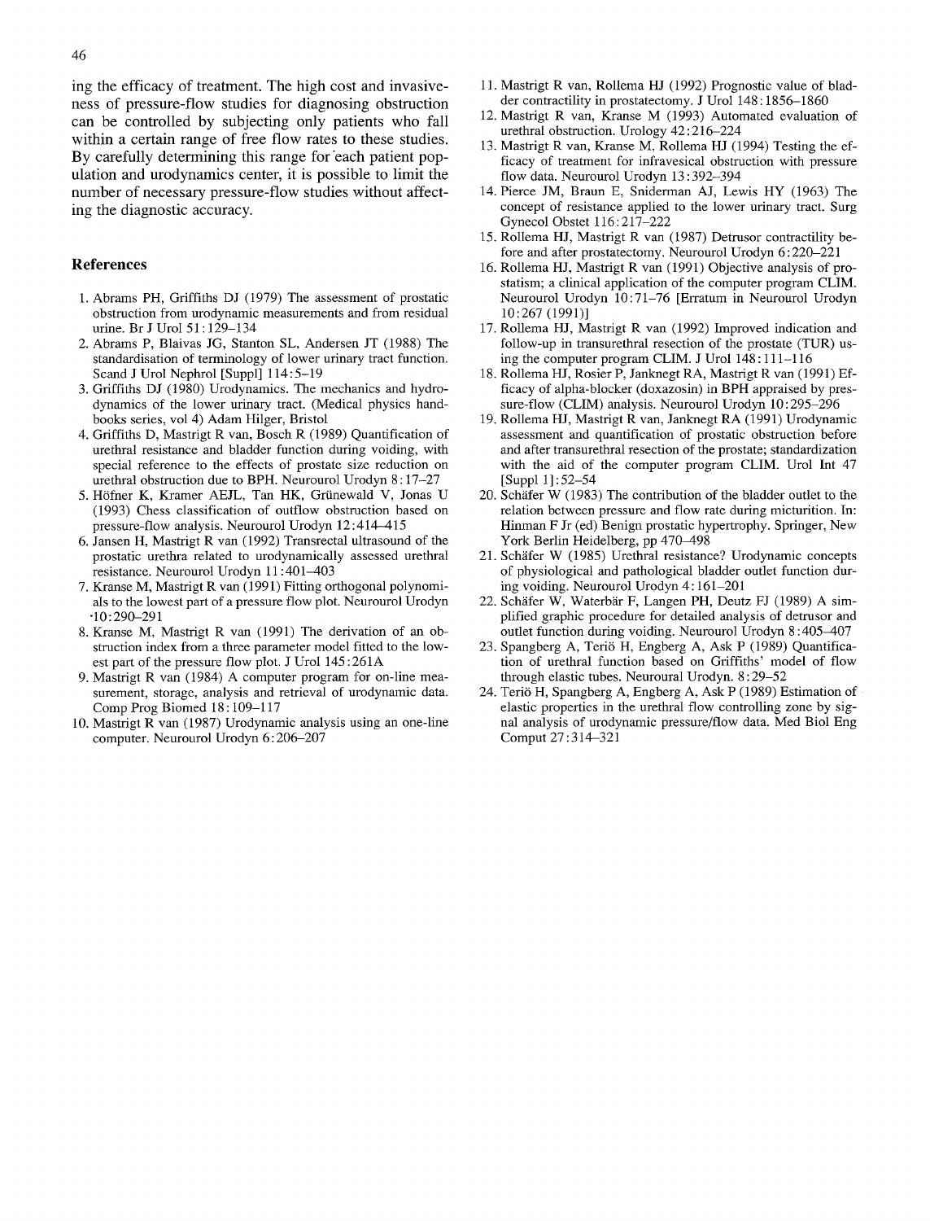ing the efficacy of treatment. The high cost and invasiveness of pressure-flow studies for diagnosing obstruction can be controlled by subjecting only patients who fall within a certain range of free flow rates to these studies. By carefully determining this range for each patient population and urodynamics center, it is possible to limit the number of necessary pressure-flow studies without affecting the diagnostic accuracy.

## References

1. Abrams PH, Griffiths DJ (1979) The assessment of prostatic obstruction from urodynamic measurements and from residual urine. Br J Urol 51:129–134
2. Abrams P, Blaivas JG, Stanton SL, Andersen JT (1988) The standardisation of terminology of lower urinary tract function. Scand J Urol Nephrol [Suppl] 114:5–19
3. Griffiths DJ (1980) Urodynamics. The mechanics and hydrodynamics of the lower urinary tract. (Medical physics handbooks series, vol 4) Adam Hilger, Bristol
4. Griffiths D, Mastrigt R van, Bosch R (1989) Quantification of urethral resistance and bladder function during voiding, with special reference to the effects of prostate size reduction on urethral obstruction due to BPH. Neurourol Urodyn 8:17–27
5. Höfner K, Kramer AEJL, Tan HK, Grünewald V, Jonas U (1993) Chess classification of outflow obstruction based on pressure-flow analysis. Neurourol Urodyn 12:414–415
6. Jansen H, Mastrigt R van (1992) Transrectal ultrasound of the prostatic urethra related to urodynamically assessed urethral resistance. Neurourol Urodyn 11:401–403
7. Kranse M, Mastrigt R van (1991) Fitting orthogonal polynomials to the lowest part of a pressure flow plot. Neurourol Urodyn 10:290–291
8. Kranse M, Mastrigt R van (1991) The derivation of an obstruction index from a three parameter model fitted to the lowest part of the pressure flow plot. J Urol 145:261A
9. Mastrigt R van (1984) A computer program for on-line measurement, storage, analysis and retrieval of urodynamic data. Comp Prog Biomed 18:109–117
10. Mastrigt R van (1987) Urodynamic analysis using an one-line computer. Neurourol Urodyn 6:206–207
11. Mastrigt R van, Rollema HJ (1992) Prognostic value of bladder contractility in prostatectomy. J Urol 148:1856–1860
12. Mastrigt R van, Kranse M (1993) Automated evaluation of urethral obstruction. Urology 42:216–224
13. Mastrigt R van, Kranse M, Rollema HJ (1994) Testing the efficacy of treatment for infravesical obstruction with pressure flow data. Neurourol Urodyn 13:392–394
14. Pierce JM, Braun E, Sniderman AJ, Lewis HY (1963) The concept of resistance applied to the lower urinary tract. Surg Gynecol Obstet 116:217–222
15. Rollema HJ, Mastrigt R van (1987) Detrusor contractility before and after prostatectomy. Neurourol Urodyn 6:220–221
16. Rollema HJ, Mastrigt R van (1991) Objective analysis of prostatism; a clinical application of the computer program CLIM. Neurourol Urodyn 10:71–76 [Erratum in Neurourol Urodyn 10:267 (1991)]
17. Rollema HJ, Mastrigt R van (1992) Improved indication and follow-up in transurethral resection of the prostate (TUR) using the computer program CLIM. J Urol 148:111–116
18. Rollema HJ, Rosier P, Janknegt RA, Mastrigt R van (1991) Efficacy of alpha-blocker (doxazosin) in BPH appraised by pressure-flow (CLIM) analysis. Neurourol Urodyn 10:295–296
19. Rollema HJ, Mastrigt R van, Janknegt RA (1991) Urodynamic assessment and quantification of prostatic obstruction before and after transurethral resection of the prostate; standardization with the aid of the computer program CLIM. Urol Int 47 [Suppl 1]:52–54
20. Schäfer W (1983) The contribution of the bladder outlet to the relation between pressure and flow rate during micturition. In: Hinman F Jr (ed) Benign prostatic hypertrophy. Springer, New York Berlin Heidelberg, pp 470–498
21. Schäfer W (1985) Urethral resistance? Urodynamic concepts of physiological and pathological bladder outlet function during voiding. Neurourol Urodyn 4:161–201
22. Schäfer W, Waterbär F, Langen PH, Deutz FJ (1989) A simplified graphic procedure for detailed analysis of detrusor and outlet function during voiding. Neurourol Urodyn 8:405–407
23. Spangberg A, Teriö H, Engberg A, Ask P (1989) Quantification of urethral function based on Griffiths' model of flow through elastic tubes. Neuroural Urodyn. 8:29–52
24. Teriö H, Spangberg A, Engberg A, Ask P (1989) Estimation of elastic properties in the urethral flow controlling zone by signal analysis of urodynamic pressure/flow data. Med Biol Eng Comput 27:314–321